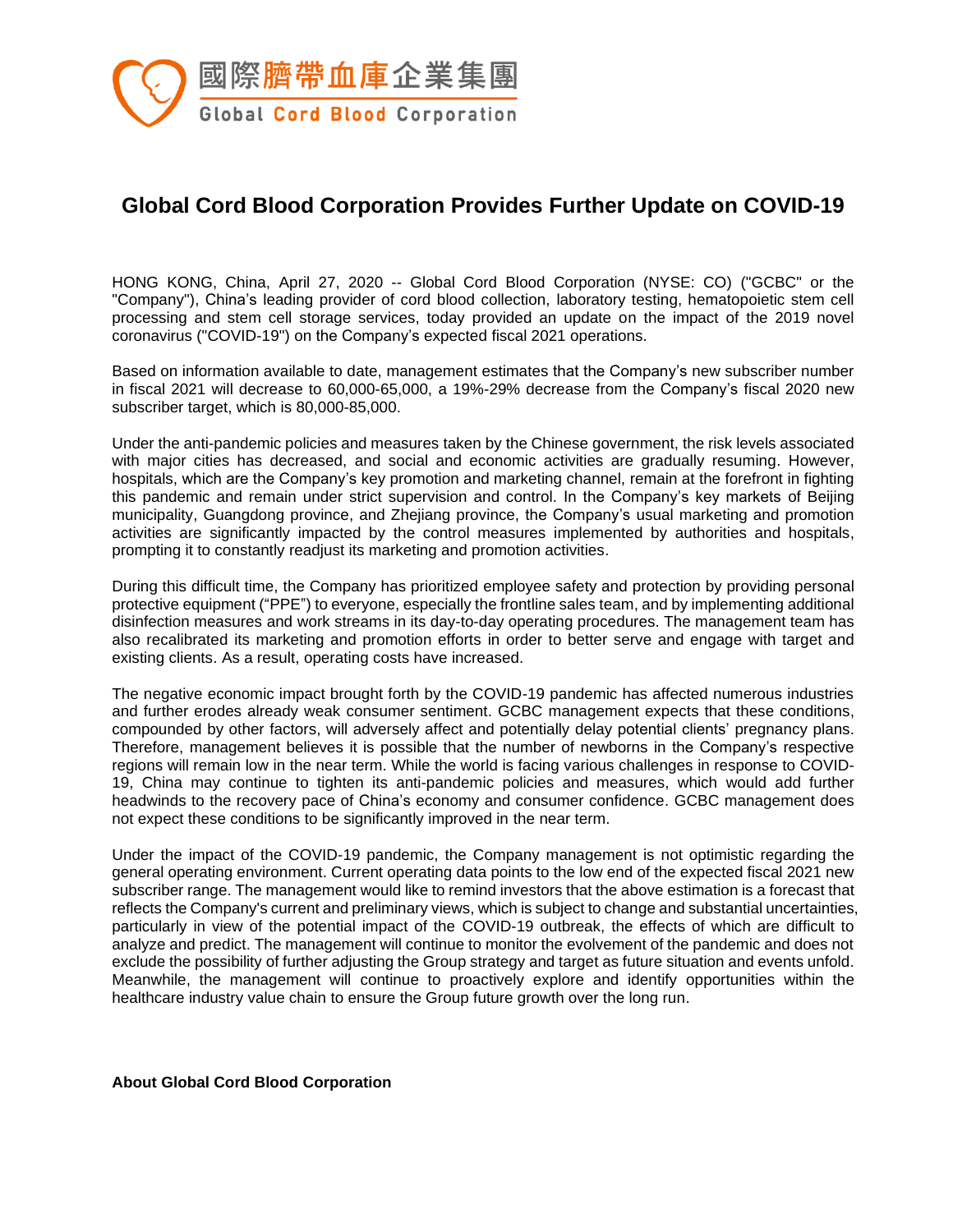國際臍帶血庫企業集團

Global Cord Blood Corporation

# Global Cord Blood Corporation Provides Further Update on COVID-19

HONG KONG, China, April 27, 2020 -- Global Cord Blood Corporation (NYSE: CO) ("GCBC" or the "Company"), China's leading provider of cord blood collection, laboratory testing, hematopoietic stem cell processing and stem cell storage services, today provided an update on the impact of the 2019 novel coronavirus ("COVID-19") on the Company's expected fiscal 2021 operations.

Based on information available to date, management estimates that the Company's new subscriber number in fiscal 2021 will decrease to 60,000-65,000, a 19%-29% decrease from the Company's fiscal 2020 new subscriber target, which is 80,000-85,000.

Under the anti-pandemic policies and measures taken by the Chinese government, the risk levels associated with major cities has decreased, and social and economic activities are gradually resuming. However, hospitals, which are the Company's key promotion and marketing channel, remain at the forefront in fighting this pandemic and remain under strict supervision and control. In the Company's key markets of Beijing municipality, Guangdong province, and Zhejiang province, the Company's usual marketing and promotion activities are significantly impacted by the control measures implemented by authorities and hospitals, prompting it to constantly readjust its marketing and promotion activities.

During this difficult time, the Company has prioritized employee safety and protection by providing personal protective equipment ("PPE") to everyone, especially the frontline sales team, and by implementing additional disinfection measures and work streams in its day-to-day operating procedures. The management team has also recalibrated its marketing and promotion efforts in order to better serve and engage with target and existing clients. As a result, operating costs have increased.

The negative economic impact brought forth by the COVID-19 pandemic has affected numerous industries and further erodes already weak consumer sentiment. GCBC management expects that these conditions, compounded by other factors, will adversely affect and potentially delay potential clients' pregnancy plans. Therefore, management believes it is possible that the number of newborns in the Company's respective regions will remain low in the near term. While the world is facing various challenges in response to COVID-19, China may continue to tighten its anti-pandemic policies and measures, which would add further headwinds to the recovery pace of China's economy and consumer confidence. GCBC management does not expect these conditions to be significantly improved in the near term.

Under the impact of the COVID-19 pandemic, the Company management is not optimistic regarding the general operating environment. Current operating data points to the low end of the expected fiscal 2021 new subscriber range. The management would like to remind investors that the above estimation is a forecast that reflects the Company's current and preliminary views, which is subject to change and substantial uncertainties, particularly in view of the potential impact of the COVID-19 outbreak, the effects of which are difficult to analyze and predict. The management will continue to monitor the evolvement of the pandemic and does not exclude the possibility of further adjusting the Group strategy and target as future situation and events unfold. Meanwhile, the management will continue to proactively explore and identify opportunities within the healthcare industry value chain to ensure the Group future growth over the long run.

**About Global Cord Blood Corporation**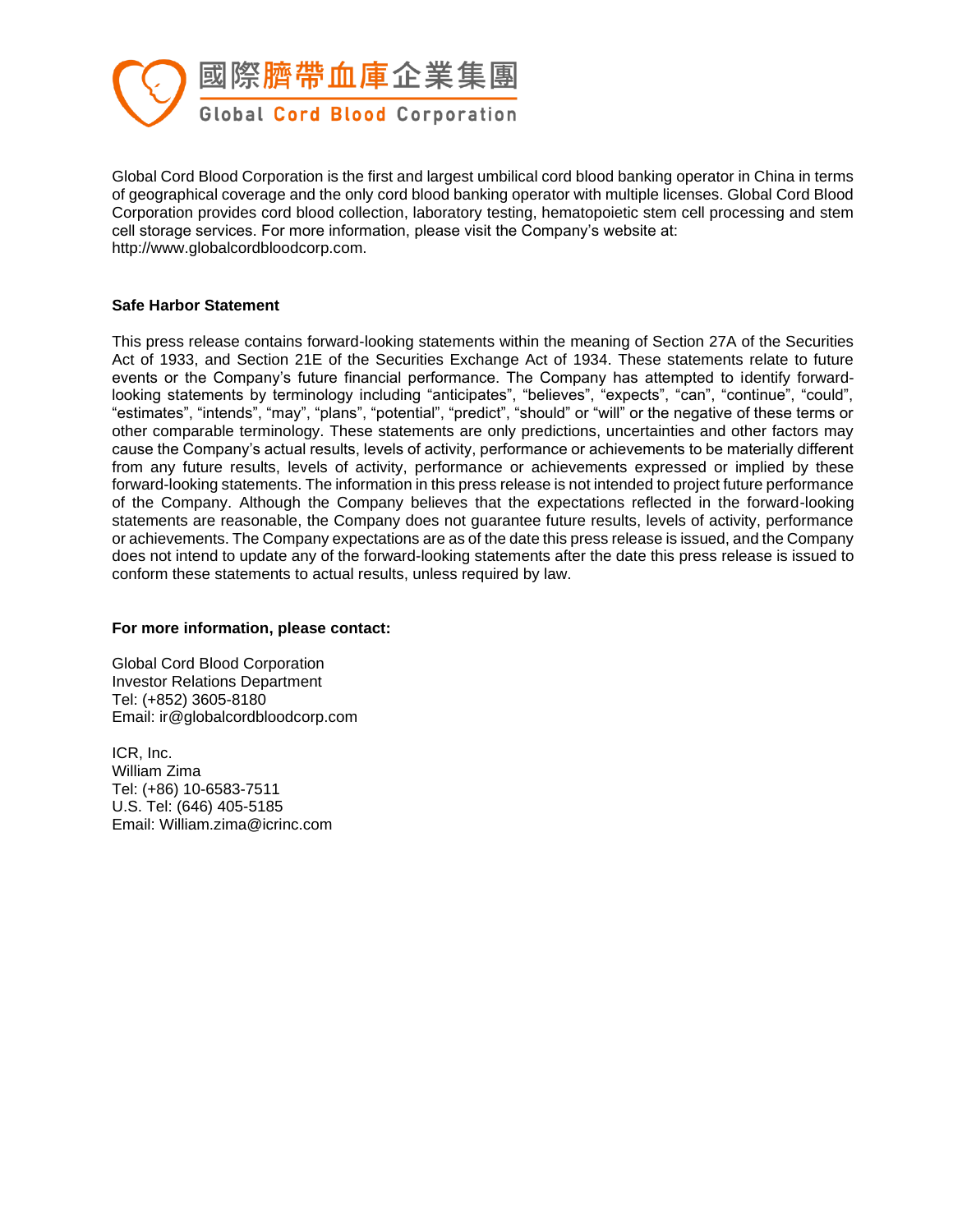國際臍帶血庫企業集團
Global Cord Blood Corporation

Global Cord Blood Corporation is the first and largest umbilical cord blood banking operator in China in terms of geographical coverage and the only cord blood banking operator with multiple licenses. Global Cord Blood Corporation provides cord blood collection, laboratory testing, hematopoietic stem cell processing and stem cell storage services. For more information, please visit the Company's website at: http://www.globalcordbloodcorp.com.

**Safe Harbor Statement**

This press release contains forward-looking statements within the meaning of Section 27A of the Securities Act of 1933, and Section 21E of the Securities Exchange Act of 1934. These statements relate to future events or the Company's future financial performance. The Company has attempted to identify forward-looking statements by terminology including "anticipates", "believes", "expects", "can", "continue", "could", "estimates", "intends", "may", "plans", "potential", "predict", "should" or "will" or the negative of these terms or other comparable terminology. These statements are only predictions, uncertainties and other factors may cause the Company's actual results, levels of activity, performance or achievements to be materially different from any future results, levels of activity, performance or achievements expressed or implied by these forward-looking statements. The information in this press release is not intended to project future performance of the Company. Although the Company believes that the expectations reflected in the forward-looking statements are reasonable, the Company does not guarantee future results, levels of activity, performance or achievements. The Company expectations are as of the date this press release is issued, and the Company does not intend to update any of the forward-looking statements after the date this press release is issued to conform these statements to actual results, unless required by law.

**For more information, please contact:**

Global Cord Blood Corporation
Investor Relations Department
Tel: (+852) 3605-8180
Email: ir@globalcordbloodcorp.com

ICR, Inc.
William Zima
Tel: (+86) 10-6583-7511
U.S. Tel: (646) 405-5185
Email: William.zima@icrinc.com